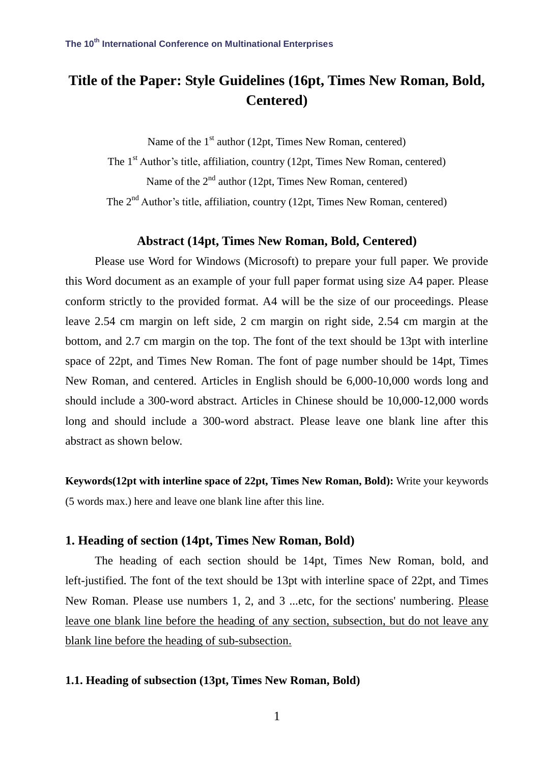# Title of the Paper: Style Guidelines (16pt, Times New Roman, Bold, Centered)

Name of the 1st author (12pt, Times New Roman, centered)

The 1st Author's title, affiliation, country (12pt, Times New Roman, centered)

Name of the 2nd author (12pt, Times New Roman, centered)

The 2nd Author's title, affiliation, country (12pt, Times New Roman, centered)

## Abstract (14pt, Times New Roman, Bold, Centered)

Please use Word for Windows (Microsoft) to prepare your full paper. We provide this Word document as an example of your full paper format using size A4 paper. Please conform strictly to the provided format. A4 will be the size of our proceedings. Please leave 2.54 cm margin on left side, 2 cm margin on right side, 2.54 cm margin at the bottom, and 2.7 cm margin on the top. The font of the text should be 13pt with interline space of 22pt, and Times New Roman. The font of page number should be 14pt, Times New Roman, and centered. Articles in English should be 6,000-10,000 words long and should include a 300-word abstract. Articles in Chinese should be 10,000-12,000 words long and should include a 300-word abstract. Please leave one blank line after this abstract as shown below.

**Keywords(12pt with interline space of 22pt, Times New Roman, Bold):** Write your keywords (5 words max.) here and leave one blank line after this line.

## 1. Heading of section (14pt, Times New Roman, Bold)

The heading of each section should be 14pt, Times New Roman, bold, and left-justified. The font of the text should be 13pt with interline space of 22pt, and Times New Roman. Please use numbers 1, 2, and 3 ...etc, for the sections' numbering. <u>Please leave one blank line before the heading of any section, subsection, but do not leave any blank line before the heading of sub-subsection.</u>

### 1.1. Heading of subsection (13pt, Times New Roman, Bold)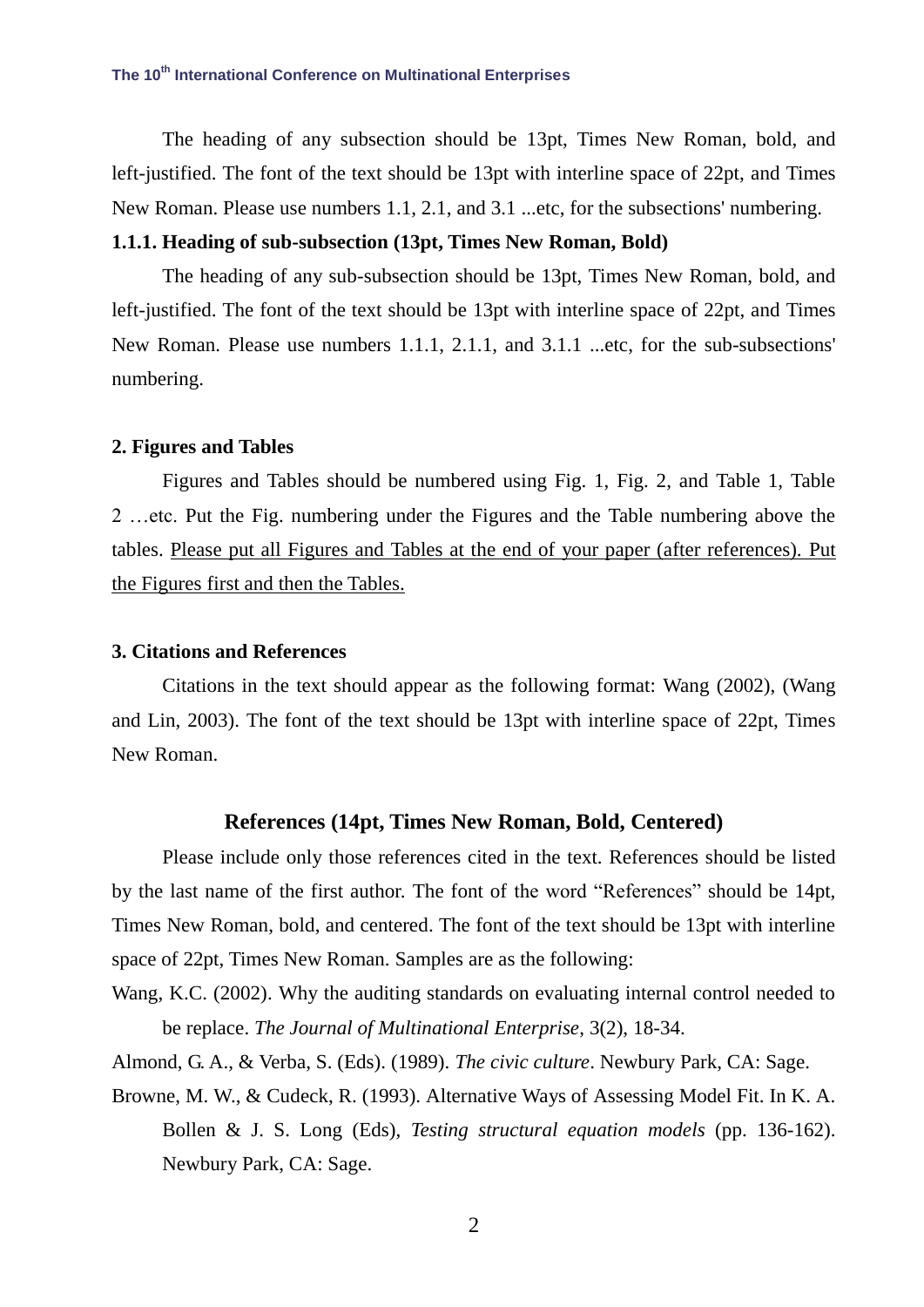The heading of any subsection should be 13pt, Times New Roman, bold, and left-justified. The font of the text should be 13pt with interline space of 22pt, and Times New Roman. Please use numbers 1.1, 2.1, and 3.1 ...etc, for the subsections' numbering.

#### 1.1.1. Heading of sub-subsection (13pt, Times New Roman, Bold)

The heading of any sub-subsection should be 13pt, Times New Roman, bold, and left-justified. The font of the text should be 13pt with interline space of 22pt, and Times New Roman. Please use numbers 1.1.1, 2.1.1, and 3.1.1 ...etc, for the sub-subsections' numbering.

## 2. Figures and Tables

Figures and Tables should be numbered using Fig. 1, Fig. 2, and Table 1, Table 2 …etc. Put the Fig. numbering under the Figures and the Table numbering above the tables. <u>Please put all Figures and Tables at the end of your paper (after references). Put the Figures first and then the Tables.</u>

## 3. Citations and References

Citations in the text should appear as the following format: Wang (2002), (Wang and Lin, 2003). The font of the text should be 13pt with interline space of 22pt, Times New Roman.

## References (14pt, Times New Roman, Bold, Centered)

Please include only those references cited in the text. References should be listed by the last name of the first author. The font of the word "References" should be 14pt, Times New Roman, bold, and centered. The font of the text should be 13pt with interline space of 22pt, Times New Roman. Samples are as the following:

Wang, K.C. (2002). Why the auditing standards on evaluating internal control needed to be replace. *The Journal of Multinational Enterprise*, 3(2), 18-34.

Almond, G. A., & Verba, S. (Eds). (1989). *The civic culture*. Newbury Park, CA: Sage.

Browne, M. W., & Cudeck, R. (1993). Alternative Ways of Assessing Model Fit. In K. A. Bollen & J. S. Long (Eds), *Testing structural equation models* (pp. 136-162). Newbury Park, CA: Sage.